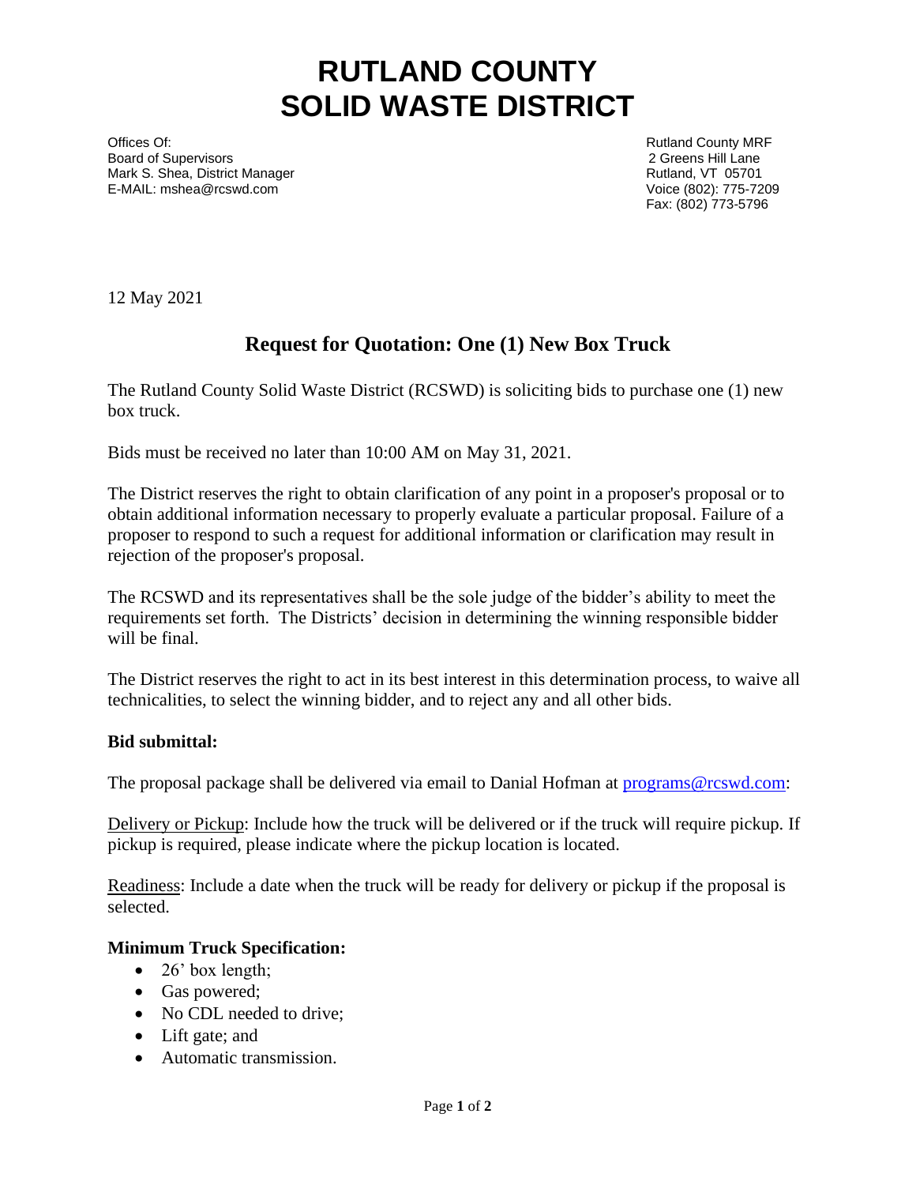# RUTLAND COUNTY SOLID WASTE DISTRICT

Offices Of:
Board of Supervisors
Mark S. Shea, District Manager
E-MAIL: mshea@rcswd.com

Rutland County MRF
2 Greens Hill Lane
Rutland, VT 05701
Voice (802): 775-7209
Fax: (802) 773-5796

12 May 2021

## Request for Quotation: One (1) New Box Truck

The Rutland County Solid Waste District (RCSWD) is soliciting bids to purchase one (1) new box truck.

Bids must be received no later than 10:00 AM on May 31, 2021.

The District reserves the right to obtain clarification of any point in a proposer's proposal or to obtain additional information necessary to properly evaluate a particular proposal. Failure of a proposer to respond to such a request for additional information or clarification may result in rejection of the proposer's proposal.

The RCSWD and its representatives shall be the sole judge of the bidder's ability to meet the requirements set forth. The Districts' decision in determining the winning responsible bidder will be final.

The District reserves the right to act in its best interest in this determination process, to waive all technicalities, to select the winning bidder, and to reject any and all other bids.

**Bid submittal:**

The proposal package shall be delivered via email to Danial Hofman at programs@rcswd.com:

Delivery or Pickup: Include how the truck will be delivered or if the truck will require pickup. If pickup is required, please indicate where the pickup location is located.

Readiness: Include a date when the truck will be ready for delivery or pickup if the proposal is selected.

**Minimum Truck Specification:**

- 26' box length;
- Gas powered;
- No CDL needed to drive;
- Lift gate; and
- Automatic transmission.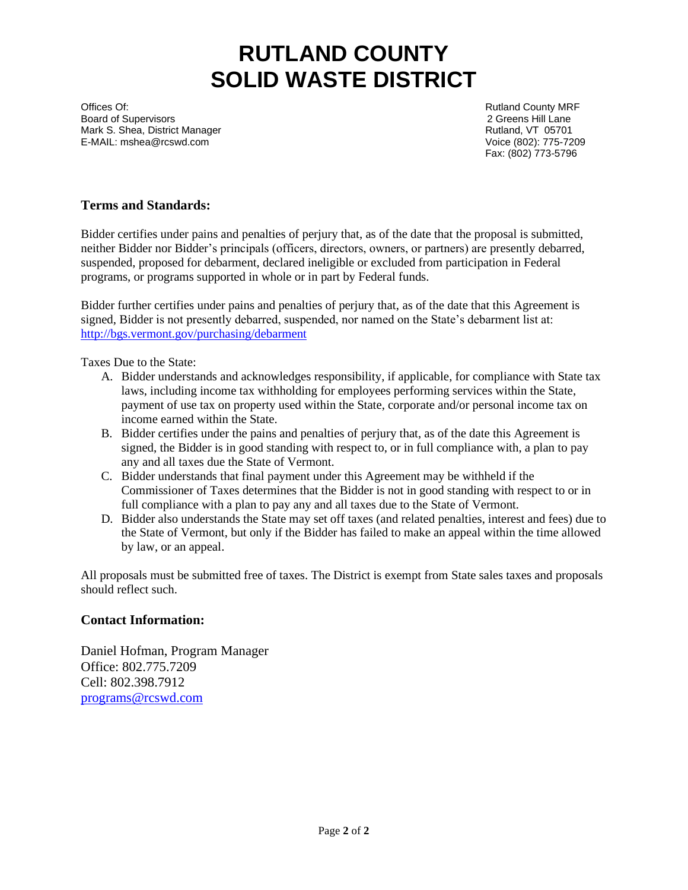# RUTLAND COUNTY SOLID WASTE DISTRICT

Offices Of:
Board of Supervisors
Mark S. Shea, District Manager
E-MAIL: mshea@rcswd.com

Rutland County MRF
2 Greens Hill Lane
Rutland, VT 05701
Voice (802): 775-7209
Fax: (802) 773-5796

## Terms and Standards:

Bidder certifies under pains and penalties of perjury that, as of the date that the proposal is submitted, neither Bidder nor Bidder's principals (officers, directors, owners, or partners) are presently debarred, suspended, proposed for debarment, declared ineligible or excluded from participation in Federal programs, or programs supported in whole or in part by Federal funds.

Bidder further certifies under pains and penalties of perjury that, as of the date that this Agreement is signed, Bidder is not presently debarred, suspended, nor named on the State's debarment list at: http://bgs.vermont.gov/purchasing/debarment

Taxes Due to the State:

A. Bidder understands and acknowledges responsibility, if applicable, for compliance with State tax laws, including income tax withholding for employees performing services within the State, payment of use tax on property used within the State, corporate and/or personal income tax on income earned within the State.
B. Bidder certifies under the pains and penalties of perjury that, as of the date this Agreement is signed, the Bidder is in good standing with respect to, or in full compliance with, a plan to pay any and all taxes due the State of Vermont.
C. Bidder understands that final payment under this Agreement may be withheld if the Commissioner of Taxes determines that the Bidder is not in good standing with respect to or in full compliance with a plan to pay any and all taxes due to the State of Vermont.
D. Bidder also understands the State may set off taxes (and related penalties, interest and fees) due to the State of Vermont, but only if the Bidder has failed to make an appeal within the time allowed by law, or an appeal.

All proposals must be submitted free of taxes. The District is exempt from State sales taxes and proposals should reflect such.

## Contact Information:

Daniel Hofman, Program Manager
Office: 802.775.7209
Cell: 802.398.7912
programs@rcswd.com